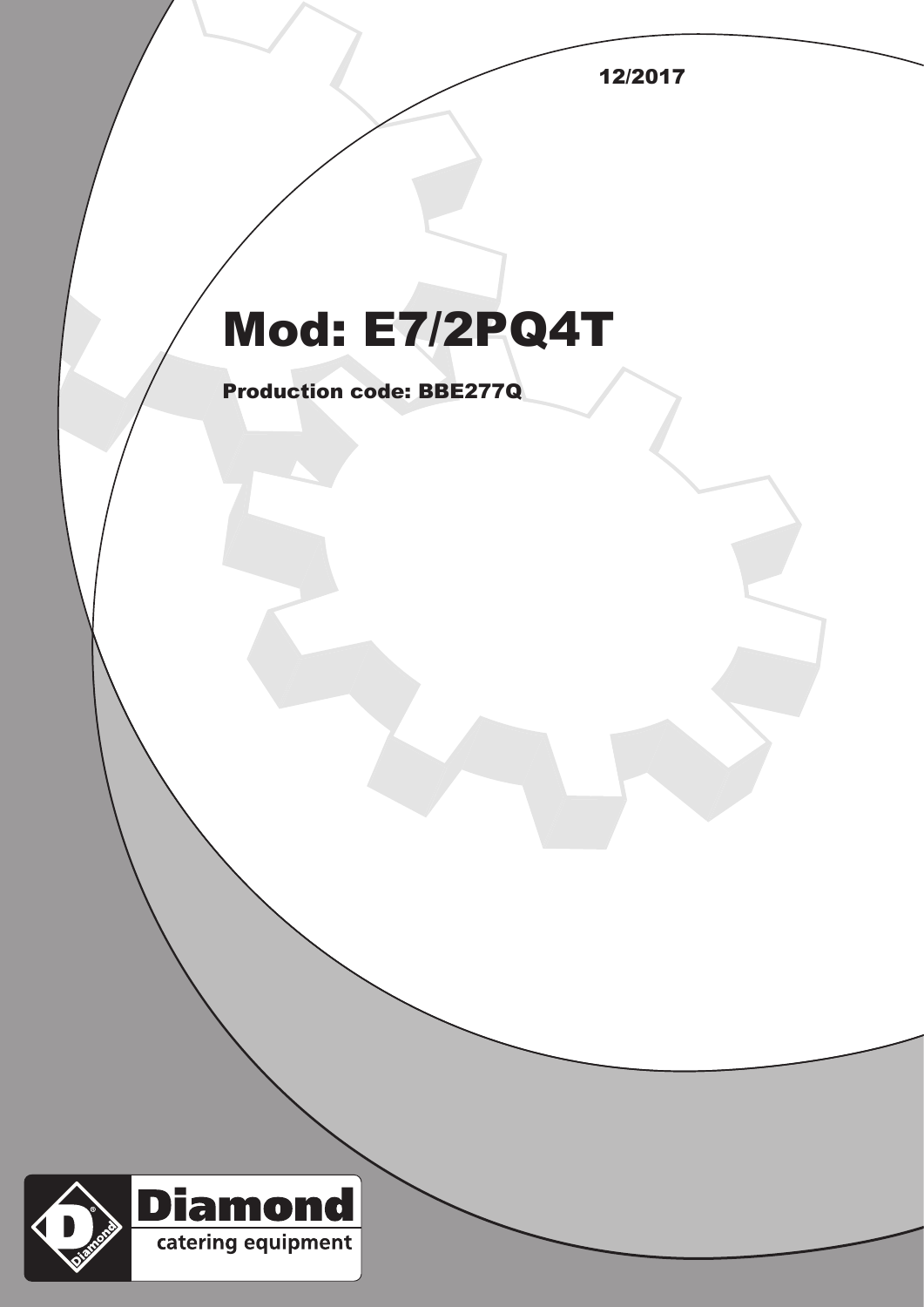12/2017

# Mod: E7/2PQ4T

**Production code: BBE277Q**

Diamond catering equipment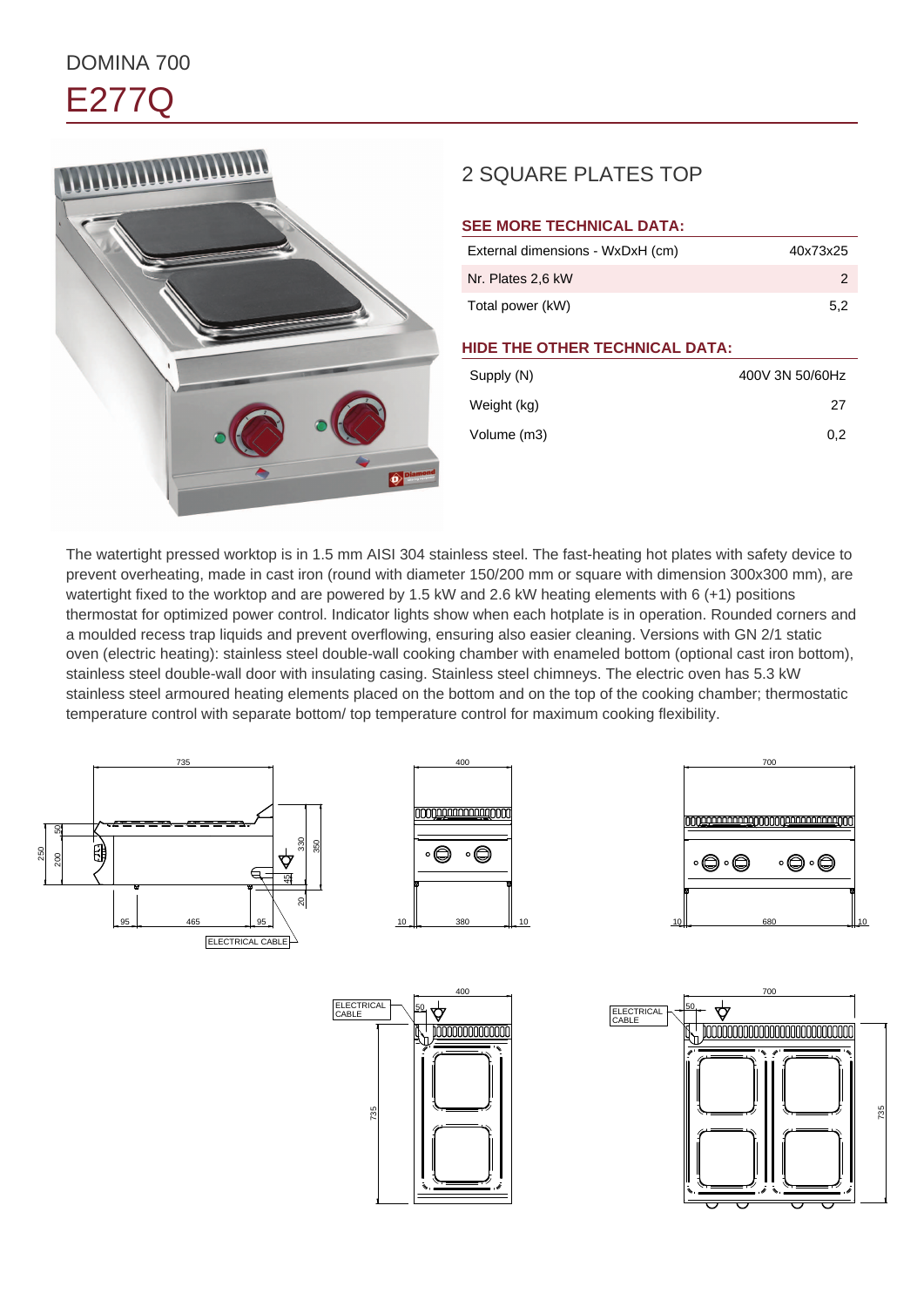DOMINA 700

# E277Q

## 2 SQUARE PLATES TOP

### SEE MORE TECHNICAL DATA:

| | |
|---|---|
| External dimensions - WxDxH (cm) | 40x73x25 |
| Nr. Plates 2,6 kW | 2 |
| Total power (kW) | 5,2 |

### HIDE THE OTHER TECHNICAL DATA:

| | |
|---|---|
| Supply (N) | 400V 3N 50/60Hz |
| Weight (kg) | 27 |
| Volume (m3) | 0,2 |

The watertight pressed worktop is in 1.5 mm AISI 304 stainless steel. The fast-heating hot plates with safety device to prevent overheating, made in cast iron (round with diameter 150/200 mm or square with dimension 300x300 mm), are watertight fixed to the worktop and are powered by 1.5 kW and 2.6 kW heating elements with 6 (+1) positions thermostat for optimized power control. Indicator lights show when each hotplate is in operation. Rounded corners and a moulded recess trap liquids and prevent overflowing, ensuring also easier cleaning. Versions with GN 2/1 static oven (electric heating): stainless steel double-wall cooking chamber with enameled bottom (optional cast iron bottom), stainless steel double-wall door with insulating casing. Stainless steel chimneys. The electric oven has 5.3 kW stainless steel armoured heating elements placed on the bottom and on the top of the cooking chamber; thermostatic temperature control with separate bottom/ top temperature control for maximum cooking flexibility.

735
250
200
50
330
350
45
20
95
465
95
ELECTRICAL CABLE

400
10
380
10

700
10
680
10

ELECTRICAL CABLE
400
50
735

ELECTRICAL CABLE
700
50
735